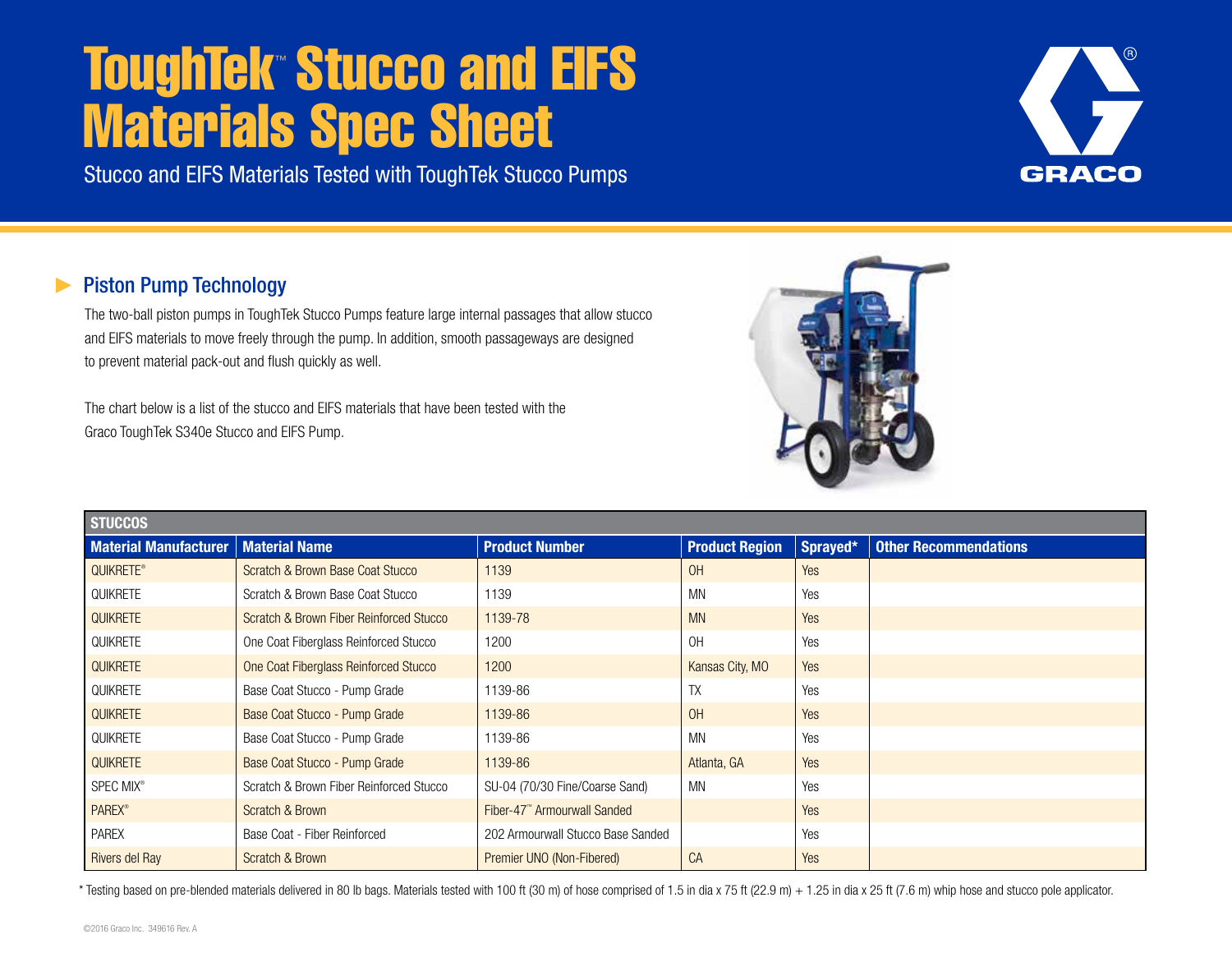# ToughTek™ Stucco and EIFS Materials Spec Sheet

Stucco and EIFS Materials Tested with ToughTek Stucco Pumps

## Piston Pump Technology

The two-ball piston pumps in ToughTek Stucco Pumps feature large internal passages that allow stucco and EIFS materials to move freely through the pump. In addition, smooth passageways are designed to prevent material pack-out and flush quickly as well.

The chart below is a list of the stucco and EIFS materials that have been tested with the Graco ToughTek S340e Stucco and EIFS Pump.

| STUCCOS | | | | | |
|---|---|---|---|---|---|
| **Material Manufacturer** | **Material Name** | **Product Number** | **Product Region** | **Sprayed*** | **Other Recommendations** |
| QUIKRETE® | Scratch & Brown Base Coat Stucco | 1139 | OH | Yes | |
| QUIKRETE | Scratch & Brown Base Coat Stucco | 1139 | MN | Yes | |
| QUIKRETE | Scratch & Brown Fiber Reinforced Stucco | 1139-78 | MN | Yes | |
| QUIKRETE | One Coat Fiberglass Reinforced Stucco | 1200 | OH | Yes | |
| QUIKRETE | One Coat Fiberglass Reinforced Stucco | 1200 | Kansas City, MO | Yes | |
| QUIKRETE | Base Coat Stucco - Pump Grade | 1139-86 | TX | Yes | |
| QUIKRETE | Base Coat Stucco - Pump Grade | 1139-86 | OH | Yes | |
| QUIKRETE | Base Coat Stucco - Pump Grade | 1139-86 | MN | Yes | |
| QUIKRETE | Base Coat Stucco - Pump Grade | 1139-86 | Atlanta, GA | Yes | |
| SPEC MIX® | Scratch & Brown Fiber Reinforced Stucco | SU-04 (70/30 Fine/Coarse Sand) | MN | Yes | |
| PAREX® | Scratch & Brown | Fiber-47™ Armourwall Sanded | | Yes | |
| PAREX | Base Coat - Fiber Reinforced | 202 Armourwall Stucco Base Sanded | | Yes | |
| Rivers del Ray | Scratch & Brown | Premier UNO (Non-Fibered) | CA | Yes | |

* Testing based on pre-blended materials delivered in 80 lb bags. Materials tested with 100 ft (30 m) of hose comprised of 1.5 in dia x 75 ft (22.9 m) + 1.25 in dia x 25 ft (7.6 m) whip hose and stucco pole applicator.

©2016 Graco Inc. 349616 Rev. A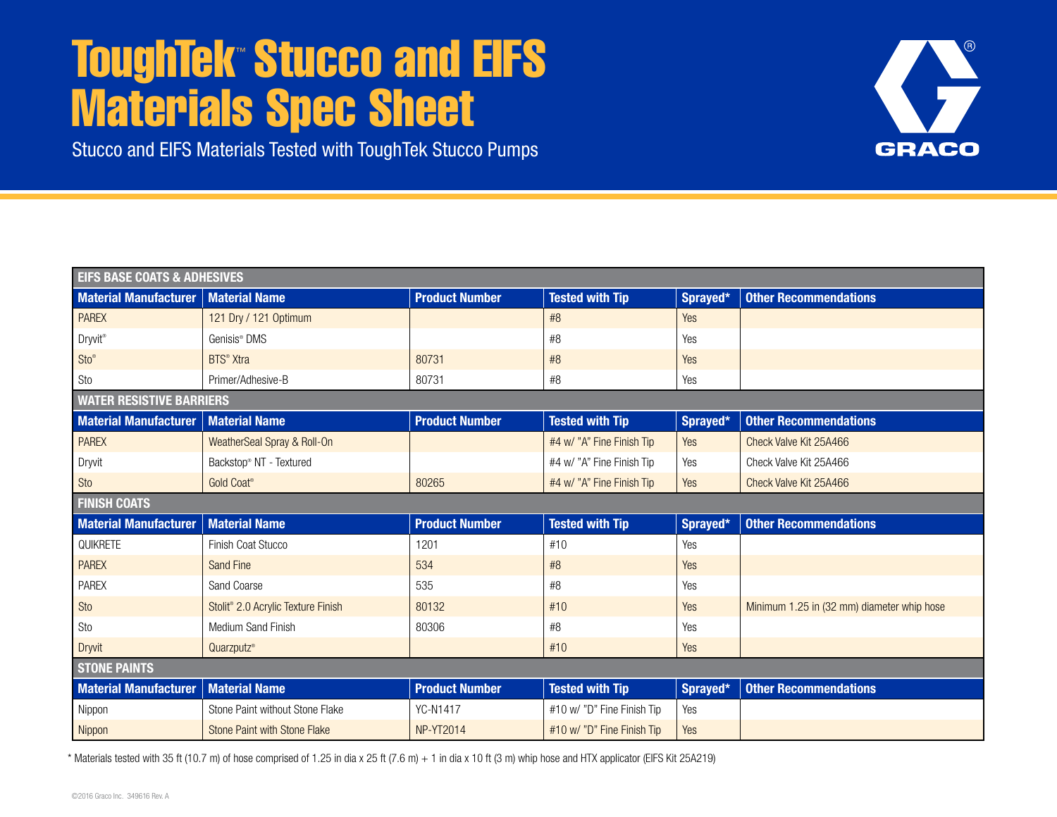# ToughTek™ Stucco and EIFS Materials Spec Sheet

Stucco and EIFS Materials Tested with ToughTek Stucco Pumps

GRACO®

| Material Manufacturer | Material Name | Product Number | Tested with Tip | Sprayed* | Other Recommendations |
|---|---|---|---|---|---|
| **EIFS BASE COATS & ADHESIVES** | | | | | |
| PAREX | 121 Dry / 121 Optimum | | #8 | Yes | |
| Dryvit® | Genisis® DMS | | #8 | Yes | |
| Sto® | BTS® Xtra | 80731 | #8 | Yes | |
| Sto | Primer/Adhesive-B | 80731 | #8 | Yes | |
| **WATER RESISTIVE BARRIERS** | | | | | |
| PAREX | WeatherSeal Spray & Roll-On | | #4 w/ "A" Fine Finish Tip | Yes | Check Valve Kit 25A466 |
| Dryvit | Backstop® NT - Textured | | #4 w/ "A" Fine Finish Tip | Yes | Check Valve Kit 25A466 |
| Sto | Gold Coat® | 80265 | #4 w/ "A" Fine Finish Tip | Yes | Check Valve Kit 25A466 |
| **FINISH COATS** | | | | | |
| QUIKRETE | Finish Coat Stucco | 1201 | #10 | Yes | |
| PAREX | Sand Fine | 534 | #8 | Yes | |
| PAREX | Sand Coarse | 535 | #8 | Yes | |
| Sto | Stolit® 2.0 Acrylic Texture Finish | 80132 | #10 | Yes | Minimum 1.25 in (32 mm) diameter whip hose |
| Sto | Medium Sand Finish | 80306 | #8 | Yes | |
| Dryvit | Quarzputz® | | #10 | Yes | |
| **STONE PAINTS** | | | | | |
| Nippon | Stone Paint without Stone Flake | YC-N1417 | #10 w/ "D" Fine Finish Tip | Yes | |
| Nippon | Stone Paint with Stone Flake | NP-YT2014 | #10 w/ "D" Fine Finish Tip | Yes | |

* Materials tested with 35 ft (10.7 m) of hose comprised of 1.25 in dia x 25 ft (7.6 m) + 1 in dia x 10 ft (3 m) whip hose and HTX applicator (EIFS Kit 25A219)

©2016 Graco Inc. 349616 Rev. A